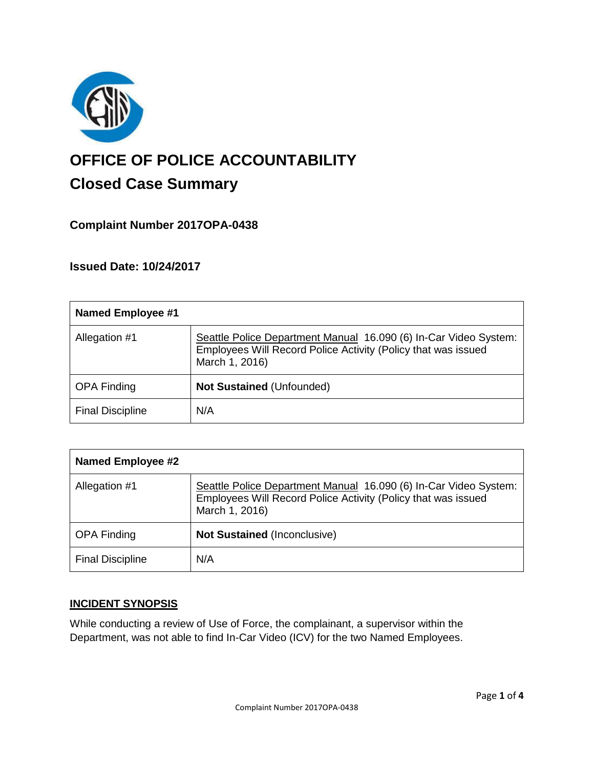# OFFICE OF POLICE ACCOUNTABILITY

## Closed Case Summary

### Complaint Number 2017OPA-0438

### Issued Date: 10/24/2017

| Named Employee #1 | |
|---|---|
| Allegation #1 | Seattle Police Department Manual 16.090 (6) In-Car Video System: Employees Will Record Police Activity (Policy that was issued March 1, 2016) |
| OPA Finding | **Not Sustained** (Unfounded) |
| Final Discipline | N/A |

| Named Employee #2 | |
|---|---|
| Allegation #1 | Seattle Police Department Manual 16.090 (6) In-Car Video System: Employees Will Record Police Activity (Policy that was issued March 1, 2016) |
| OPA Finding | **Not Sustained** (Inconclusive) |
| Final Discipline | N/A |

**INCIDENT SYNOPSIS**

While conducting a review of Use of Force, the complainant, a supervisor within the Department, was not able to find In-Car Video (ICV) for the two Named Employees.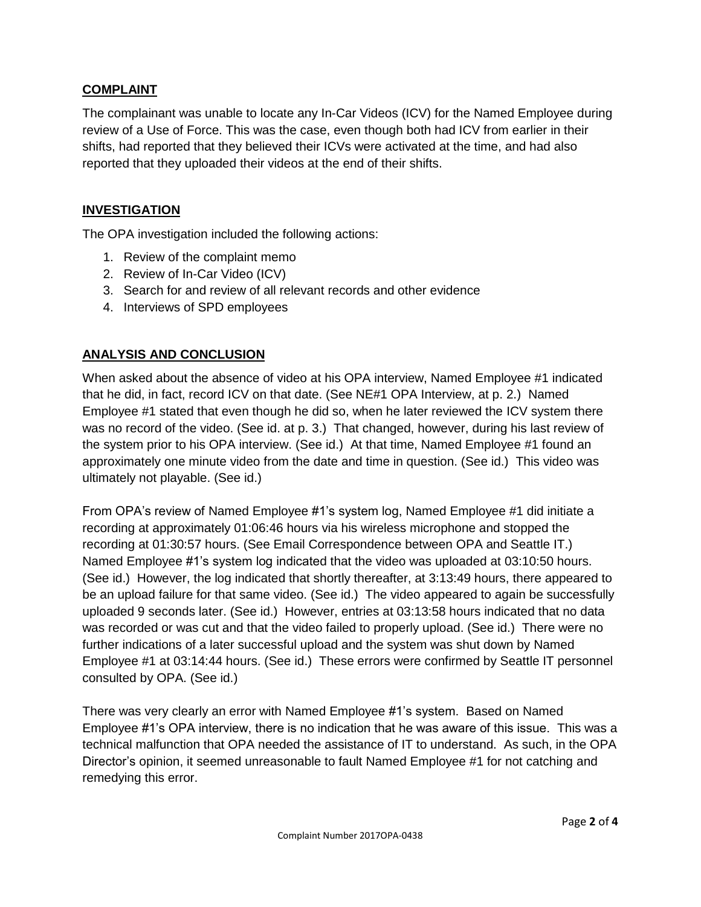## COMPLAINT

The complainant was unable to locate any In-Car Videos (ICV) for the Named Employee during review of a Use of Force. This was the case, even though both had ICV from earlier in their shifts, had reported that they believed their ICVs were activated at the time, and had also reported that they uploaded their videos at the end of their shifts.

## INVESTIGATION

The OPA investigation included the following actions:

1. Review of the complaint memo
2. Review of In-Car Video (ICV)
3. Search for and review of all relevant records and other evidence
4. Interviews of SPD employees

## ANALYSIS AND CONCLUSION

When asked about the absence of video at his OPA interview, Named Employee #1 indicated that he did, in fact, record ICV on that date. (See NE#1 OPA Interview, at p. 2.) Named Employee #1 stated that even though he did so, when he later reviewed the ICV system there was no record of the video. (See id. at p. 3.) That changed, however, during his last review of the system prior to his OPA interview. (See id.) At that time, Named Employee #1 found an approximately one minute video from the date and time in question. (See id.) This video was ultimately not playable. (See id.)

From OPA's review of Named Employee #1's system log, Named Employee #1 did initiate a recording at approximately 01:06:46 hours via his wireless microphone and stopped the recording at 01:30:57 hours. (See Email Correspondence between OPA and Seattle IT.) Named Employee #1's system log indicated that the video was uploaded at 03:10:50 hours. (See id.) However, the log indicated that shortly thereafter, at 3:13:49 hours, there appeared to be an upload failure for that same video. (See id.) The video appeared to again be successfully uploaded 9 seconds later. (See id.) However, entries at 03:13:58 hours indicated that no data was recorded or was cut and that the video failed to properly upload. (See id.) There were no further indications of a later successful upload and the system was shut down by Named Employee #1 at 03:14:44 hours. (See id.) These errors were confirmed by Seattle IT personnel consulted by OPA. (See id.)

There was very clearly an error with Named Employee #1's system. Based on Named Employee #1's OPA interview, there is no indication that he was aware of this issue. This was a technical malfunction that OPA needed the assistance of IT to understand. As such, in the OPA Director's opinion, it seemed unreasonable to fault Named Employee #1 for not catching and remedying this error.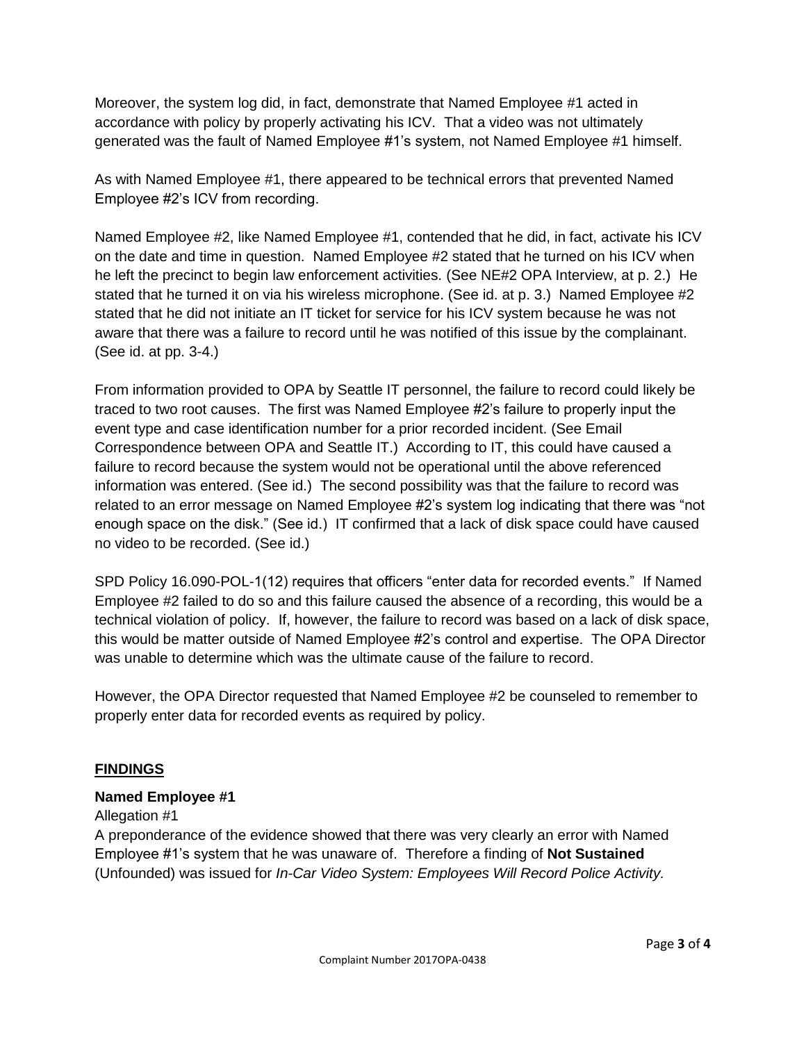Moreover, the system log did, in fact, demonstrate that Named Employee #1 acted in accordance with policy by properly activating his ICV. That a video was not ultimately generated was the fault of Named Employee #1's system, not Named Employee #1 himself.

As with Named Employee #1, there appeared to be technical errors that prevented Named Employee #2's ICV from recording.

Named Employee #2, like Named Employee #1, contended that he did, in fact, activate his ICV on the date and time in question. Named Employee #2 stated that he turned on his ICV when he left the precinct to begin law enforcement activities. (See NE#2 OPA Interview, at p. 2.) He stated that he turned it on via his wireless microphone. (See id. at p. 3.) Named Employee #2 stated that he did not initiate an IT ticket for service for his ICV system because he was not aware that there was a failure to record until he was notified of this issue by the complainant. (See id. at pp. 3-4.)

From information provided to OPA by Seattle IT personnel, the failure to record could likely be traced to two root causes. The first was Named Employee #2's failure to properly input the event type and case identification number for a prior recorded incident. (See Email Correspondence between OPA and Seattle IT.) According to IT, this could have caused a failure to record because the system would not be operational until the above referenced information was entered. (See id.) The second possibility was that the failure to record was related to an error message on Named Employee #2's system log indicating that there was "not enough space on the disk." (See id.) IT confirmed that a lack of disk space could have caused no video to be recorded. (See id.)

SPD Policy 16.090-POL-1(12) requires that officers "enter data for recorded events." If Named Employee #2 failed to do so and this failure caused the absence of a recording, this would be a technical violation of policy. If, however, the failure to record was based on a lack of disk space, this would be matter outside of Named Employee #2's control and expertise. The OPA Director was unable to determine which was the ultimate cause of the failure to record.

However, the OPA Director requested that Named Employee #2 be counseled to remember to properly enter data for recorded events as required by policy.

## FINDINGS

### Named Employee #1

Allegation #1

A preponderance of the evidence showed that there was very clearly an error with Named Employee #1's system that he was unaware of. Therefore a finding of **Not Sustained** (Unfounded) was issued for *In-Car Video System: Employees Will Record Police Activity.*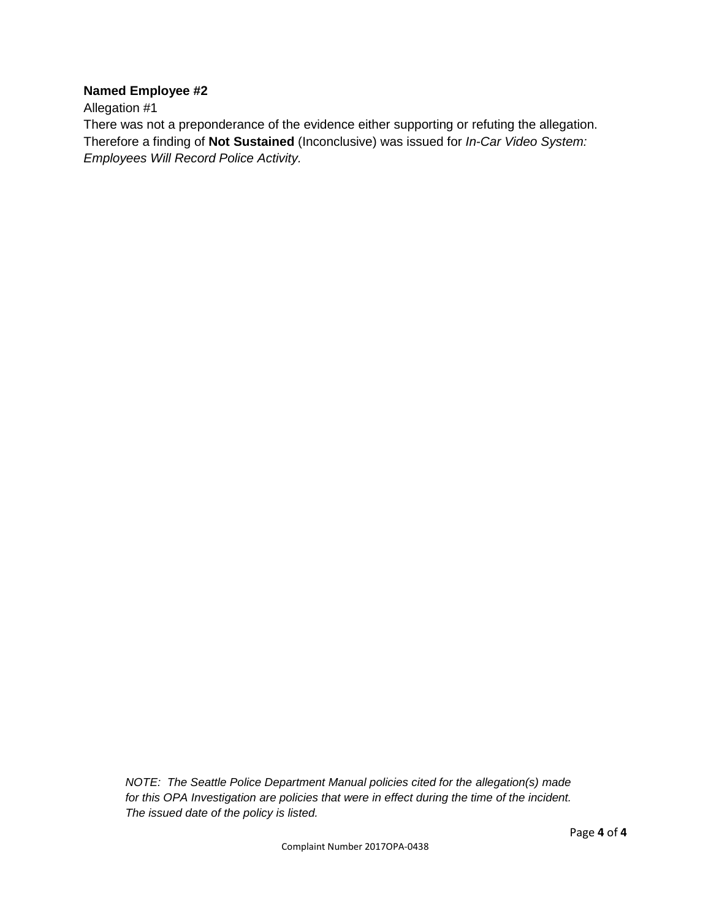**Named Employee #2**

Allegation #1

There was not a preponderance of the evidence either supporting or refuting the allegation. Therefore a finding of **Not Sustained** (Inconclusive) was issued for *In-Car Video System: Employees Will Record Police Activity.*

*NOTE: The Seattle Police Department Manual policies cited for the allegation(s) made for this OPA Investigation are policies that were in effect during the time of the incident. The issued date of the policy is listed.*